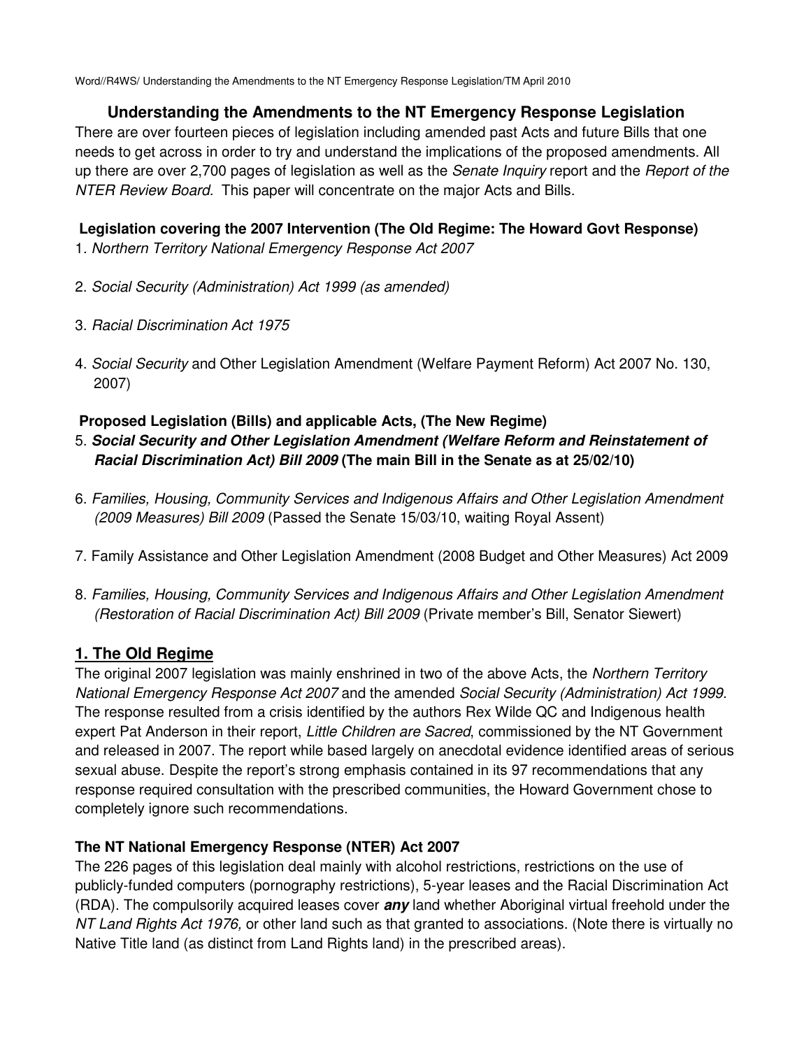Word//R4WS/ Understanding the Amendments to the NT Emergency Response Legislation/TM April 2010

# Understanding the Amendments to the NT Emergency Response Legislation

There are over fourteen pieces of legislation including amended past Acts and future Bills that one needs to get across in order to try and understand the implications of the proposed amendments. All up there are over 2,700 pages of legislation as well as the *Senate Inquiry* report and the *Report of the NTER Review Board.* This paper will concentrate on the major Acts and Bills.

### Legislation covering the 2007 Intervention (The Old Regime: The Howard Govt Response)

1. *Northern Territory National Emergency Response Act 2007*

2. *Social Security (Administration) Act 1999 (as amended)*

3. *Racial Discrimination Act 1975*

4. *Social Security* and Other Legislation Amendment (Welfare Payment Reform) Act 2007 No. 130, 2007)

### Proposed Legislation (Bills) and applicable Acts, (The New Regime)

5. ***Social Security and Other Legislation Amendment (Welfare Reform and Reinstatement of Racial Discrimination Act) Bill 2009* (The main Bill in the Senate as at 25/02/10)**

6. *Families, Housing, Community Services and Indigenous Affairs and Other Legislation Amendment (2009 Measures) Bill 2009* (Passed the Senate 15/03/10, waiting Royal Assent)

7. Family Assistance and Other Legislation Amendment (2008 Budget and Other Measures) Act 2009

8. *Families, Housing, Community Services and Indigenous Affairs and Other Legislation Amendment (Restoration of Racial Discrimination Act) Bill 2009* (Private member's Bill, Senator Siewert)

## 1. The Old Regime

The original 2007 legislation was mainly enshrined in two of the above Acts, the *Northern Territory National Emergency Response Act 2007* and the amended *Social Security (Administration) Act 1999*. The response resulted from a crisis identified by the authors Rex Wilde QC and Indigenous health expert Pat Anderson in their report, *Little Children are Sacred*, commissioned by the NT Government and released in 2007. The report while based largely on anecdotal evidence identified areas of serious sexual abuse. Despite the report's strong emphasis contained in its 97 recommendations that any response required consultation with the prescribed communities, the Howard Government chose to completely ignore such recommendations.

### The NT National Emergency Response (NTER) Act 2007

The 226 pages of this legislation deal mainly with alcohol restrictions, restrictions on the use of publicly-funded computers (pornography restrictions), 5-year leases and the Racial Discrimination Act (RDA). The compulsorily acquired leases cover ***any*** land whether Aboriginal virtual freehold under the *NT Land Rights Act 1976,* or other land such as that granted to associations. (Note there is virtually no Native Title land (as distinct from Land Rights land) in the prescribed areas).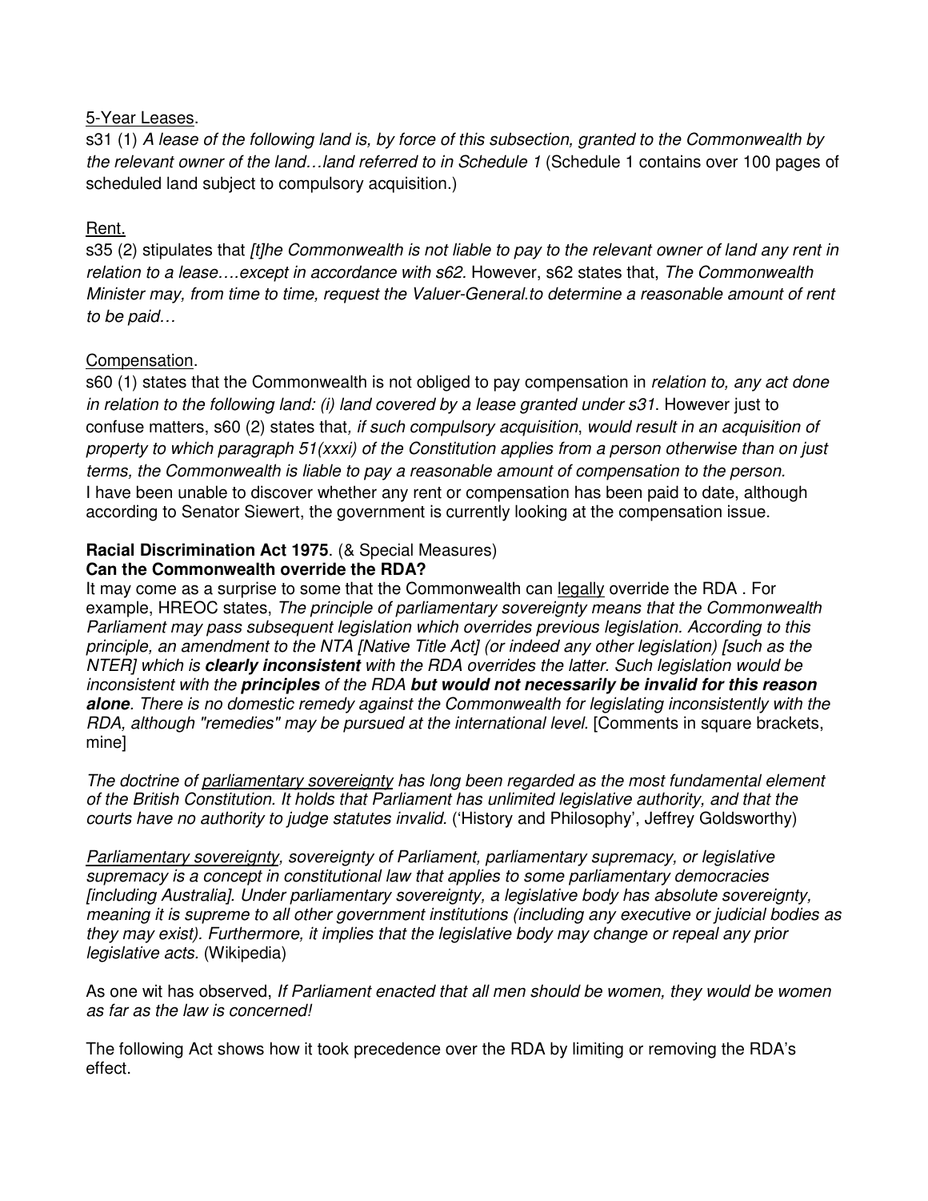<u>5-Year Leases</u>.

s31 (1) *A lease of the following land is, by force of this subsection, granted to the Commonwealth by the relevant owner of the land…land referred to in Schedule 1* (Schedule 1 contains over 100 pages of scheduled land subject to compulsory acquisition.)

<u>Rent.</u>

s35 (2) stipulates that *[t]he Commonwealth is not liable to pay to the relevant owner of land any rent in relation to a lease….except in accordance with s62.* However, s62 states that, *The Commonwealth Minister may, from time to time, request the Valuer-General.to determine a reasonable amount of rent to be paid…*

<u>Compensation</u>.

s60 (1) states that the Commonwealth is not obliged to pay compensation in *relation to, any act done in relation to the following land: (i) land covered by a lease granted under s31*. However just to confuse matters, s60 (2) states that*, if such compulsory acquisition*, *would result in an acquisition of property to which paragraph 51(xxxi) of the Constitution applies from a person otherwise than on just terms, the Commonwealth is liable to pay a reasonable amount of compensation to the person.*
I have been unable to discover whether any rent or compensation has been paid to date, although according to Senator Siewert, the government is currently looking at the compensation issue.

**Racial Discrimination Act 1975**. (& Special Measures)
**Can the Commonwealth override the RDA?**

It may come as a surprise to some that the Commonwealth can <u>legally</u> override the RDA . For example, HREOC states, *The principle of parliamentary sovereignty means that the Commonwealth Parliament may pass subsequent legislation which overrides previous legislation. According to this principle, an amendment to the NTA [Native Title Act] (or indeed any other legislation) [such as the NTER] which is **clearly inconsistent** with the RDA overrides the latter. Such legislation would be inconsistent with the **principles** of the RDA **but would not necessarily be invalid for this reason alone**. There is no domestic remedy against the Commonwealth for legislating inconsistently with the RDA, although "remedies" may be pursued at the international level.* [Comments in square brackets, mine]

*The doctrine of <u>parliamentary sovereignty</u> has long been regarded as the most fundamental element of the British Constitution. It holds that Parliament has unlimited legislative authority, and that the courts have no authority to judge statutes invalid.* ('History and Philosophy', Jeffrey Goldsworthy)

*<u>Parliamentary sovereignty</u>, sovereignty of Parliament, parliamentary supremacy, or legislative supremacy is a concept in constitutional law that applies to some parliamentary democracies [including Australia]. Under parliamentary sovereignty, a legislative body has absolute sovereignty, meaning it is supreme to all other government institutions (including any executive or judicial bodies as they may exist). Furthermore, it implies that the legislative body may change or repeal any prior legislative acts*. (Wikipedia)

As one wit has observed, *If Parliament enacted that all men should be women, they would be women as far as the law is concerned!*

The following Act shows how it took precedence over the RDA by limiting or removing the RDA's effect.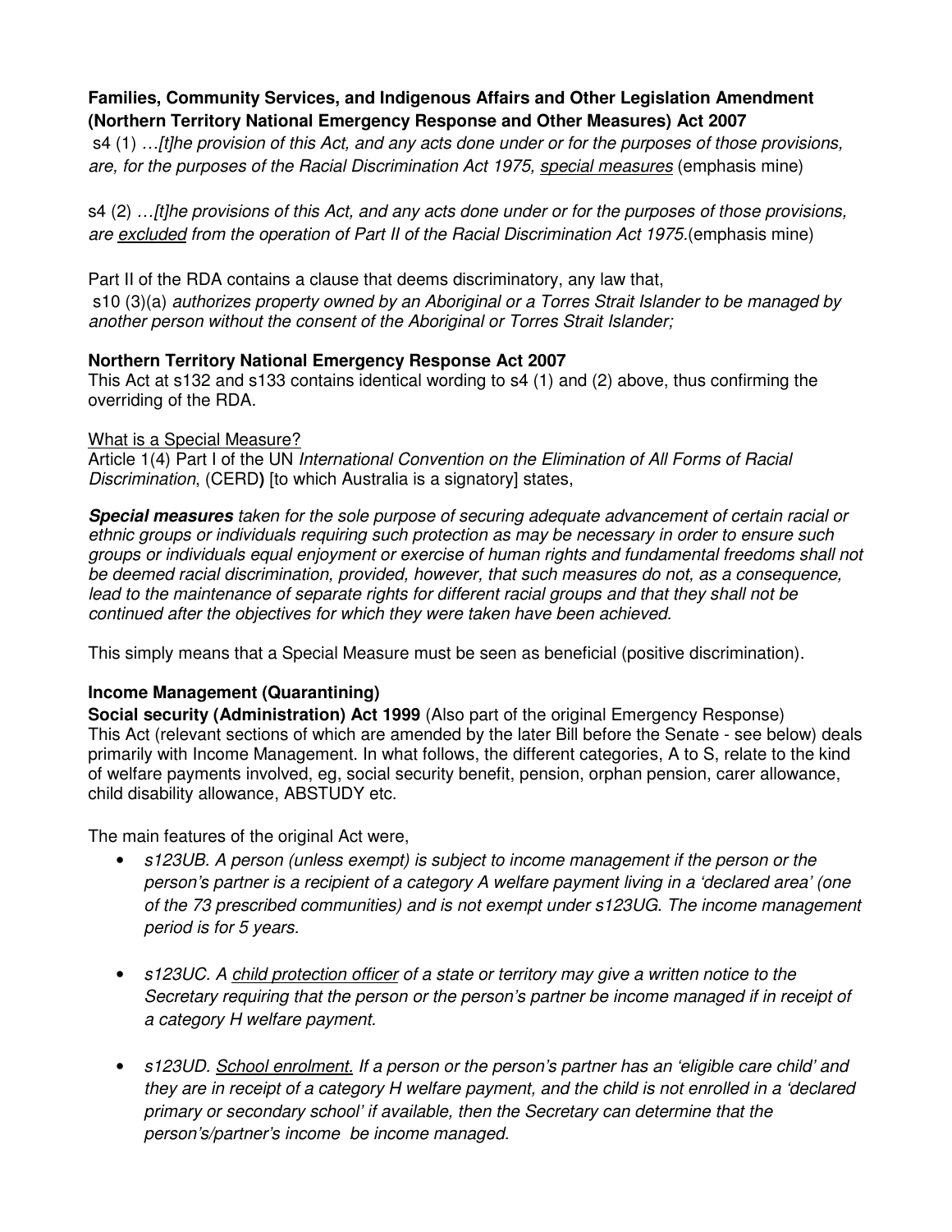**Families, Community Services, and Indigenous Affairs and Other Legislation Amendment (Northern Territory National Emergency Response and Other Measures) Act 2007**

s4 (1) *…[t]he provision of this Act, and any acts done under or for the purposes of those provisions, are, for the purposes of the Racial Discrimination Act 1975, <u>special measures</u>* (emphasis mine)

s4 (2) *…[t]he provisions of this Act, and any acts done under or for the purposes of those provisions, are <u>excluded</u> from the operation of Part II of the Racial Discrimination Act 1975.*(emphasis mine)

Part II of the RDA contains a clause that deems discriminatory, any law that,

s10 (3)(a) *authorizes property owned by an Aboriginal or a Torres Strait Islander to be managed by another person without the consent of the Aboriginal or Torres Strait Islander;*

**Northern Territory National Emergency Response Act 2007**

This Act at s132 and s133 contains identical wording to s4 (1) and (2) above, thus confirming the overriding of the RDA.

<u>What is a Special Measure?</u>

Article 1(4) Part I of the UN *International Convention on the Elimination of All Forms of Racial Discrimination*, (CERD**)** [to which Australia is a signatory] states,

***Special measures*** *taken for the sole purpose of securing adequate advancement of certain racial or ethnic groups or individuals requiring such protection as may be necessary in order to ensure such groups or individuals equal enjoyment or exercise of human rights and fundamental freedoms shall not be deemed racial discrimination, provided, however, that such measures do not, as a consequence, lead to the maintenance of separate rights for different racial groups and that they shall not be continued after the objectives for which they were taken have been achieved.*

This simply means that a Special Measure must be seen as beneficial (positive discrimination).

**Income Management (Quarantining)**

**Social security (Administration) Act 1999** (Also part of the original Emergency Response)

This Act (relevant sections of which are amended by the later Bill before the Senate - see below) deals primarily with Income Management. In what follows, the different categories, A to S, relate to the kind of welfare payments involved, eg, social security benefit, pension, orphan pension, carer allowance, child disability allowance, ABSTUDY etc.

The main features of the original Act were,

- *s123UB. A person (unless exempt) is subject to income management if the person or the person's partner is a recipient of a category A welfare payment living in a 'declared area' (one of the 73 prescribed communities) and is not exempt under s123UG. The income management period is for 5 years.*
- *s123UC. A <u>child protection officer</u> of a state or territory may give a written notice to the Secretary requiring that the person or the person's partner be income managed if in receipt of a category H welfare payment.*
- *s123UD. <u>School enrolment.</u> If a person or the person's partner has an 'eligible care child' and they are in receipt of a category H welfare payment, and the child is not enrolled in a 'declared primary or secondary school' if available, then the Secretary can determine that the person's/partner's income be income managed.*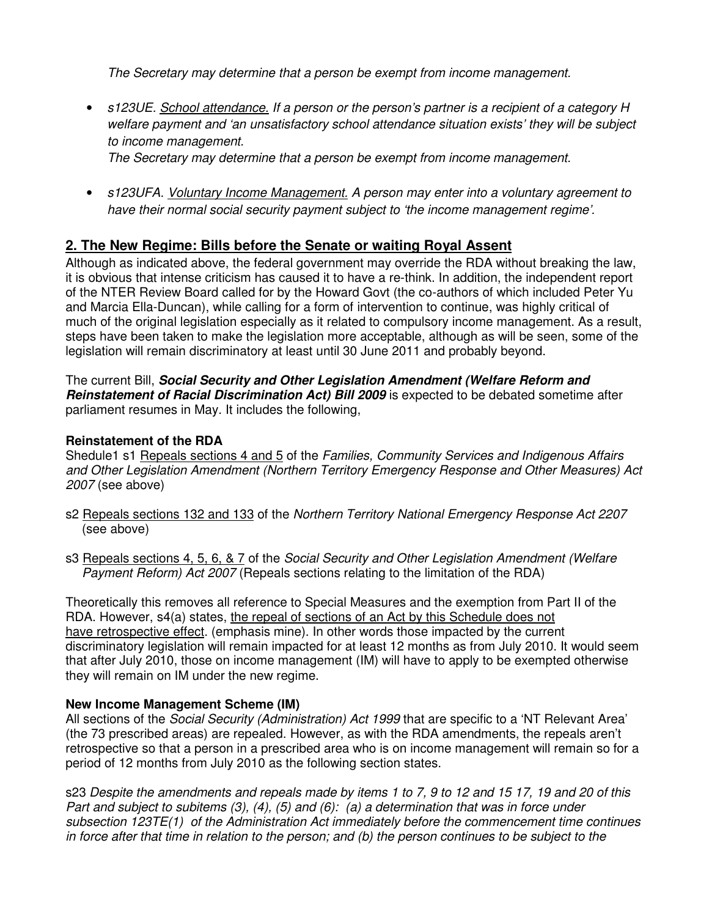*The Secretary may determine that a person be exempt from income management.*

- *s123UE. <u>School attendance.</u> If a person or the person's partner is a recipient of a category H welfare payment and 'an unsatisfactory school attendance situation exists' they will be subject to income management.*
  *The Secretary may determine that a person be exempt from income management.*

- *s123UFA. <u>Voluntary Income Management.</u> A person may enter into a voluntary agreement to have their normal social security payment subject to 'the income management regime'.*

## 2. The New Regime: Bills before the Senate or waiting Royal Assent

Although as indicated above, the federal government may override the RDA without breaking the law, it is obvious that intense criticism has caused it to have a re-think. In addition, the independent report of the NTER Review Board called for by the Howard Govt (the co-authors of which included Peter Yu and Marcia Ella-Duncan), while calling for a form of intervention to continue, was highly critical of much of the original legislation especially as it related to compulsory income management. As a result, steps have been taken to make the legislation more acceptable, although as will be seen, some of the legislation will remain discriminatory at least until 30 June 2011 and probably beyond.

The current Bill, ***Social Security and Other Legislation Amendment (Welfare Reform and Reinstatement of Racial Discrimination Act) Bill 2009*** is expected to be debated sometime after parliament resumes in May. It includes the following,

**Reinstatement of the RDA**

Shedule1 s1 <u>Repeals sections 4 and 5</u> of the *Families, Community Services and Indigenous Affairs and Other Legislation Amendment (Northern Territory Emergency Response and Other Measures) Act 2007* (see above)

s2 <u>Repeals sections 132 and 133</u> of the *Northern Territory National Emergency Response Act 2207* (see above)

s3 <u>Repeals sections 4, 5, 6, & 7</u> of the *Social Security and Other Legislation Amendment (Welfare Payment Reform) Act 2007* (Repeals sections relating to the limitation of the RDA)

Theoretically this removes all reference to Special Measures and the exemption from Part II of the RDA. However, s4(a) states, <u>the repeal of sections of an Act by this Schedule does not have retrospective effect</u>. (emphasis mine). In other words those impacted by the current discriminatory legislation will remain impacted for at least 12 months as from July 2010. It would seem that after July 2010, those on income management (IM) will have to apply to be exempted otherwise they will remain on IM under the new regime.

**New Income Management Scheme (IM)**

All sections of the *Social Security (Administration) Act 1999* that are specific to a 'NT Relevant Area' (the 73 prescribed areas) are repealed. However, as with the RDA amendments, the repeals aren't retrospective so that a person in a prescribed area who is on income management will remain so for a period of 12 months from July 2010 as the following section states.

s23 *Despite the amendments and repeals made by items 1 to 7, 9 to 12 and 15 17, 19 and 20 of this Part and subject to subitems (3), (4), (5) and (6): (a) a determination that was in force under subsection 123TE(1) of the Administration Act immediately before the commencement time continues in force after that time in relation to the person; and (b) the person continues to be subject to the*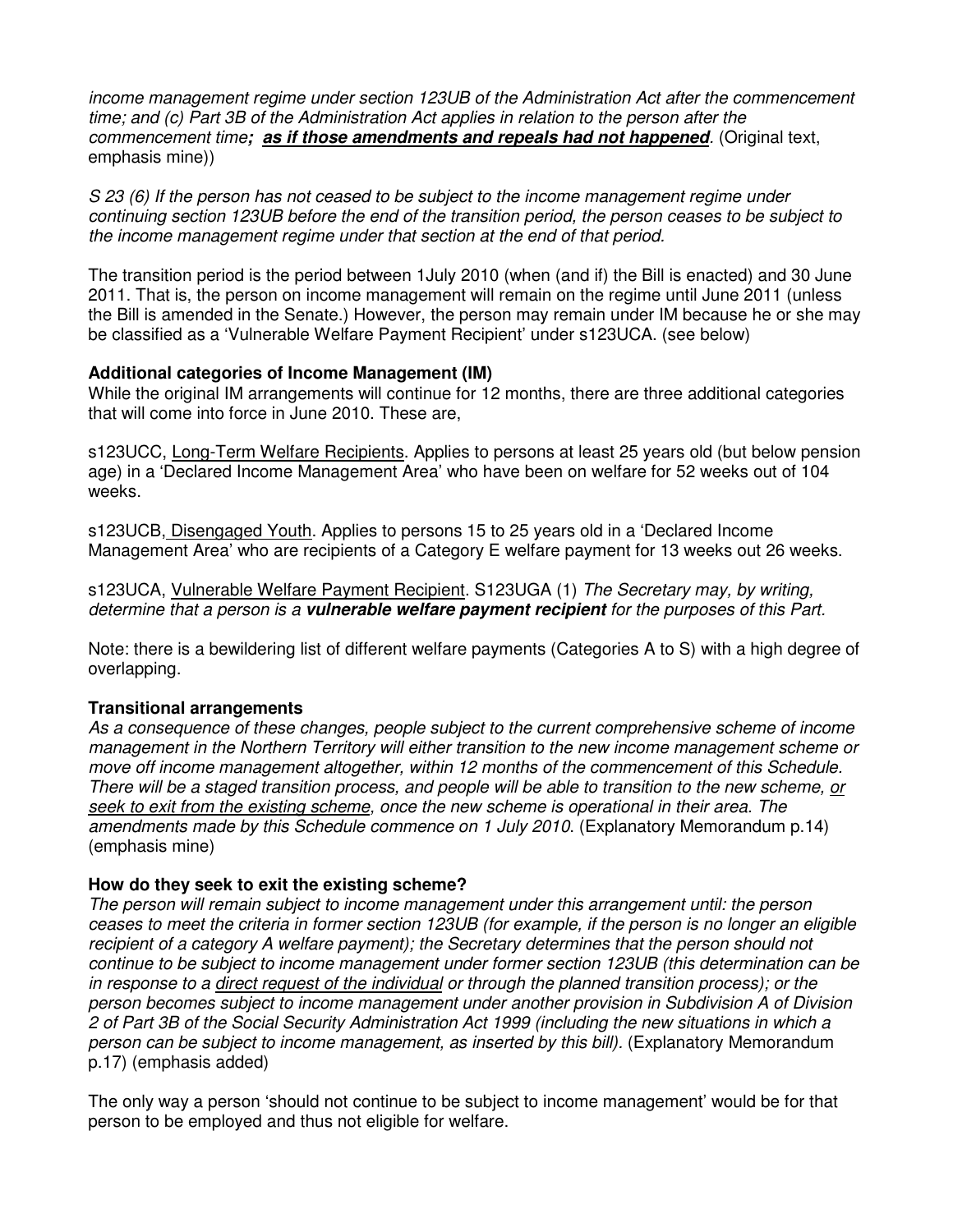*income management regime under section 123UB of the Administration Act after the commencement time; and (c) Part 3B of the Administration Act applies in relation to the person after the commencement time****; as if those amendments and repeals had not happened***. (Original text, emphasis mine))

*S 23 (6) If the person has not ceased to be subject to the income management regime under continuing section 123UB before the end of the transition period, the person ceases to be subject to the income management regime under that section at the end of that period.*

The transition period is the period between 1July 2010 (when (and if) the Bill is enacted) and 30 June 2011. That is, the person on income management will remain on the regime until June 2011 (unless the Bill is amended in the Senate.) However, the person may remain under IM because he or she may be classified as a 'Vulnerable Welfare Payment Recipient' under s123UCA. (see below)

**Additional categories of Income Management (IM)**

While the original IM arrangements will continue for 12 months, there are three additional categories that will come into force in June 2010. These are,

s123UCC, <u>Long-Term Welfare Recipients</u>. Applies to persons at least 25 years old (but below pension age) in a 'Declared Income Management Area' who have been on welfare for 52 weeks out of 104 weeks.

s123UCB, <u>Disengaged Youth</u>. Applies to persons 15 to 25 years old in a 'Declared Income Management Area' who are recipients of a Category E welfare payment for 13 weeks out 26 weeks.

s123UCA, <u>Vulnerable Welfare Payment Recipient</u>. S123UGA (1) *The Secretary may, by writing, determine that a person is a* ***vulnerable welfare payment recipient*** *for the purposes of this Part*.

Note: there is a bewildering list of different welfare payments (Categories A to S) with a high degree of overlapping.

**Transitional arrangements**

*As a consequence of these changes, people subject to the current comprehensive scheme of income management in the Northern Territory will either transition to the new income management scheme or move off income management altogether, within 12 months of the commencement of this Schedule. There will be a staged transition process, and people will be able to transition to the new scheme, <u>or seek to exit from the existing scheme</u>, once the new scheme is operational in their area. The amendments made by this Schedule commence on 1 July 2010*. (Explanatory Memorandum p.14) (emphasis mine)

**How do they seek to exit the existing scheme?**

*The person will remain subject to income management under this arrangement until: the person ceases to meet the criteria in former section 123UB (for example, if the person is no longer an eligible recipient of a category A welfare payment); the Secretary determines that the person should not continue to be subject to income management under former section 123UB (this determination can be in response to a <u>direct request of the individual</u> or through the planned transition process); or the person becomes subject to income management under another provision in Subdivision A of Division 2 of Part 3B of the Social Security Administration Act 1999 (including the new situations in which a person can be subject to income management, as inserted by this bill).* (Explanatory Memorandum p.17) (emphasis added)

The only way a person 'should not continue to be subject to income management' would be for that person to be employed and thus not eligible for welfare.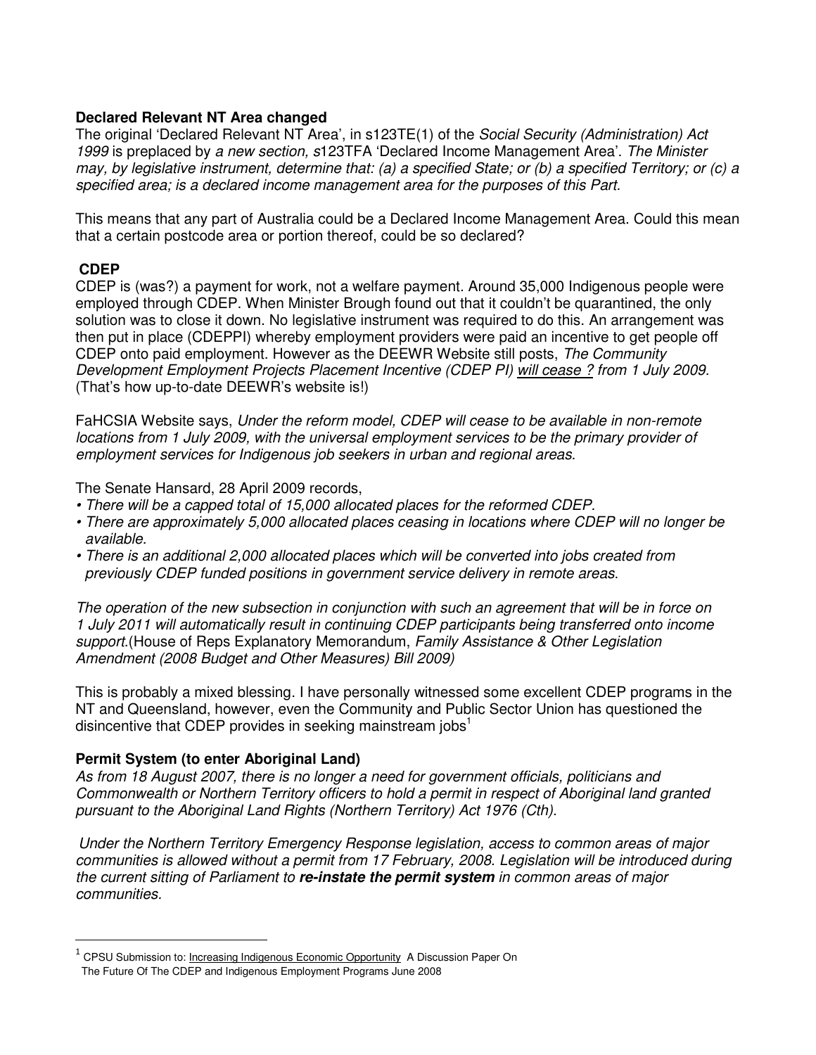**Declared Relevant NT Area changed**

The original 'Declared Relevant NT Area', in s123TE(1) of the *Social Security (Administration) Act 1999* is preplaced by *a new section, s*123TFA 'Declared Income Management Area'. *The Minister may, by legislative instrument, determine that: (a) a specified State; or (b) a specified Territory; or (c) a specified area; is a declared income management area for the purposes of this Part.*

This means that any part of Australia could be a Declared Income Management Area. Could this mean that a certain postcode area or portion thereof, could be so declared?

**CDEP**

CDEP is (was?) a payment for work, not a welfare payment. Around 35,000 Indigenous people were employed through CDEP. When Minister Brough found out that it couldn't be quarantined, the only solution was to close it down. No legislative instrument was required to do this. An arrangement was then put in place (CDEPPI) whereby employment providers were paid an incentive to get people off CDEP onto paid employment. However as the DEEWR Website still posts, *The Community Development Employment Projects Placement Incentive (CDEP PI) <u>will cease ?</u> from 1 July 2009.* (That's how up-to-date DEEWR's website is!)

FaHCSIA Website says, *Under the reform model, CDEP will cease to be available in non-remote locations from 1 July 2009, with the universal employment services to be the primary provider of employment services for Indigenous job seekers in urban and regional areas*.

The Senate Hansard, 28 April 2009 records,

- *There will be a capped total of 15,000 allocated places for the reformed CDEP.*
- *There are approximately 5,000 allocated places ceasing in locations where CDEP will no longer be available.*
- *There is an additional 2,000 allocated places which will be converted into jobs created from previously CDEP funded positions in government service delivery in remote areas*.

*The operation of the new subsection in conjunction with such an agreement that will be in force on 1 July 2011 will automatically result in continuing CDEP participants being transferred onto income support*.(House of Reps Explanatory Memorandum, *Family Assistance & Other Legislation Amendment (2008 Budget and Other Measures) Bill 2009)*

This is probably a mixed blessing. I have personally witnessed some excellent CDEP programs in the NT and Queensland, however, even the Community and Public Sector Union has questioned the disincentive that CDEP provides in seeking mainstream jobs[1]

**Permit System (to enter Aboriginal Land)**

*As from 18 August 2007, there is no longer a need for government officials, politicians and Commonwealth or Northern Territory officers to hold a permit in respect of Aboriginal land granted pursuant to the Aboriginal Land Rights (Northern Territory) Act 1976 (Cth).*

*Under the Northern Territory Emergency Response legislation, access to common areas of major communities is allowed without a permit from 17 February, 2008. Legislation will be introduced during the current sitting of Parliament to **re-instate the permit system** in common areas of major communities.*

---

[1] CPSU Submission to: <u>Increasing Indigenous Economic Opportunity</u> A Discussion Paper On The Future Of The CDEP and Indigenous Employment Programs June 2008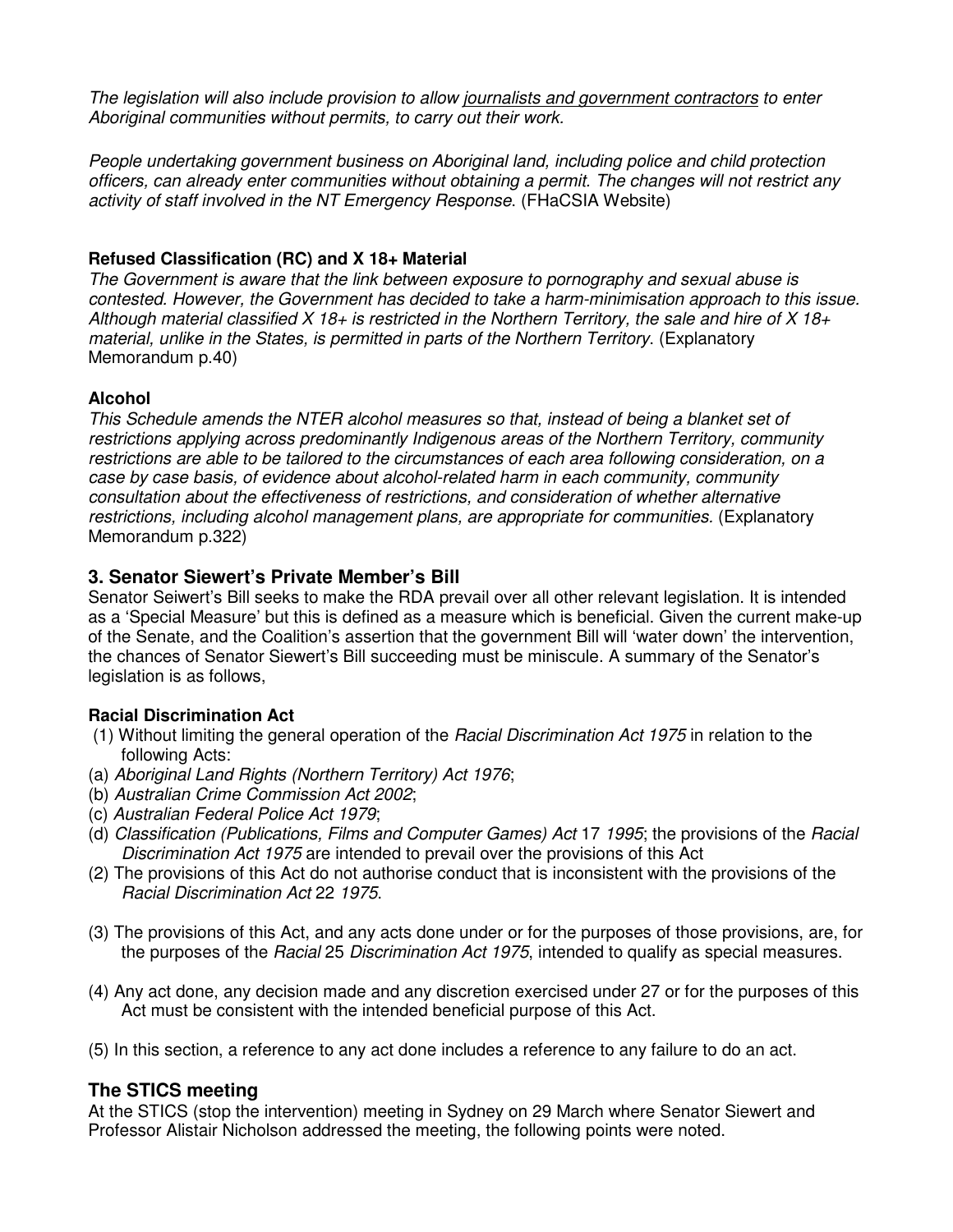*The legislation will also include provision to allow <u>journalists and government contractors</u> to enter Aboriginal communities without permits, to carry out their work.*

*People undertaking government business on Aboriginal land, including police and child protection officers, can already enter communities without obtaining a permit. The changes will not restrict any activity of staff involved in the NT Emergency Response*. (FHaCSIA Website)

**Refused Classification (RC) and X 18+ Material**

*The Government is aware that the link between exposure to pornography and sexual abuse is contested. However, the Government has decided to take a harm-minimisation approach to this issue. Although material classified X 18+ is restricted in the Northern Territory, the sale and hire of X 18+ material, unlike in the States, is permitted in parts of the Northern Territory*. (Explanatory Memorandum p.40)

**Alcohol**

*This Schedule amends the NTER alcohol measures so that, instead of being a blanket set of restrictions applying across predominantly Indigenous areas of the Northern Territory, community restrictions are able to be tailored to the circumstances of each area following consideration, on a case by case basis, of evidence about alcohol-related harm in each community, community consultation about the effectiveness of restrictions, and consideration of whether alternative restrictions, including alcohol management plans, are appropriate for communities.* (Explanatory Memorandum p.322)

## 3. Senator Siewert's Private Member's Bill

Senator Seiwert's Bill seeks to make the RDA prevail over all other relevant legislation. It is intended as a 'Special Measure' but this is defined as a measure which is beneficial. Given the current make-up of the Senate, and the Coalition's assertion that the government Bill will 'water down' the intervention, the chances of Senator Siewert's Bill succeeding must be miniscule. A summary of the Senator's legislation is as follows,

**Racial Discrimination Act**

(1) Without limiting the general operation of the *Racial Discrimination Act 1975* in relation to the following Acts:
(a) *Aboriginal Land Rights (Northern Territory) Act 1976*;
(b) *Australian Crime Commission Act 2002*;
(c) *Australian Federal Police Act 1979*;
(d) *Classification (Publications, Films and Computer Games) Act* 17 *1995*; the provisions of the *Racial Discrimination Act 1975* are intended to prevail over the provisions of this Act
(2) The provisions of this Act do not authorise conduct that is inconsistent with the provisions of the *Racial Discrimination Act* 22 *1975*.

(3) The provisions of this Act, and any acts done under or for the purposes of those provisions, are, for the purposes of the *Racial* 25 *Discrimination Act 1975*, intended to qualify as special measures.

(4) Any act done, any decision made and any discretion exercised under 27 or for the purposes of this Act must be consistent with the intended beneficial purpose of this Act.

(5) In this section, a reference to any act done includes a reference to any failure to do an act.

## The STICS meeting

At the STICS (stop the intervention) meeting in Sydney on 29 March where Senator Siewert and Professor Alistair Nicholson addressed the meeting, the following points were noted.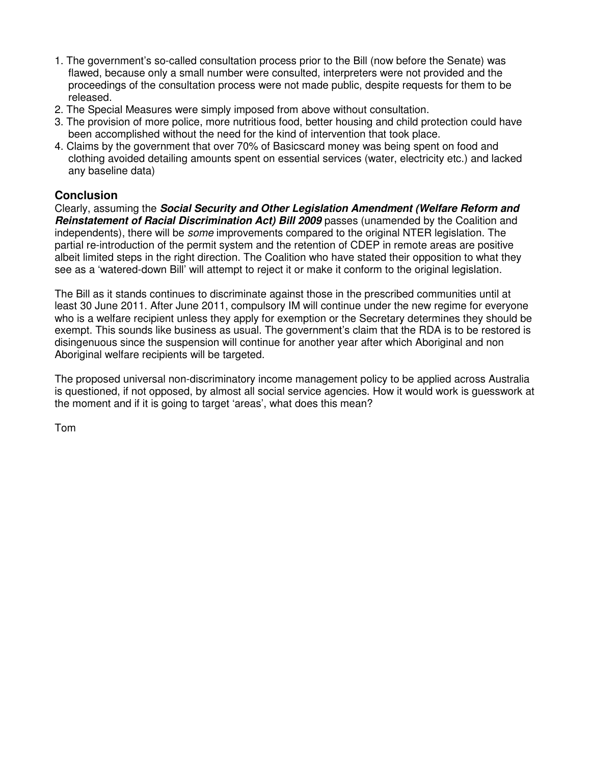1. The government's so-called consultation process prior to the Bill (now before the Senate) was flawed, because only a small number were consulted, interpreters were not provided and the proceedings of the consultation process were not made public, despite requests for them to be released.
2. The Special Measures were simply imposed from above without consultation.
3. The provision of more police, more nutritious food, better housing and child protection could have been accomplished without the need for the kind of intervention that took place.
4. Claims by the government that over 70% of Basicscard money was being spent on food and clothing avoided detailing amounts spent on essential services (water, electricity etc.) and lacked any baseline data)

## Conclusion

Clearly, assuming the ***Social Security and Other Legislation Amendment (Welfare Reform and Reinstatement of Racial Discrimination Act) Bill 2009*** passes (unamended by the Coalition and independents), there will be *some* improvements compared to the original NTER legislation. The partial re-introduction of the permit system and the retention of CDEP in remote areas are positive albeit limited steps in the right direction. The Coalition who have stated their opposition to what they see as a 'watered-down Bill' will attempt to reject it or make it conform to the original legislation.

The Bill as it stands continues to discriminate against those in the prescribed communities until at least 30 June 2011. After June 2011, compulsory IM will continue under the new regime for everyone who is a welfare recipient unless they apply for exemption or the Secretary determines they should be exempt. This sounds like business as usual. The government's claim that the RDA is to be restored is disingenuous since the suspension will continue for another year after which Aboriginal and non Aboriginal welfare recipients will be targeted.

The proposed universal non-discriminatory income management policy to be applied across Australia is questioned, if not opposed, by almost all social service agencies. How it would work is guesswork at the moment and if it is going to target 'areas', what does this mean?

Tom